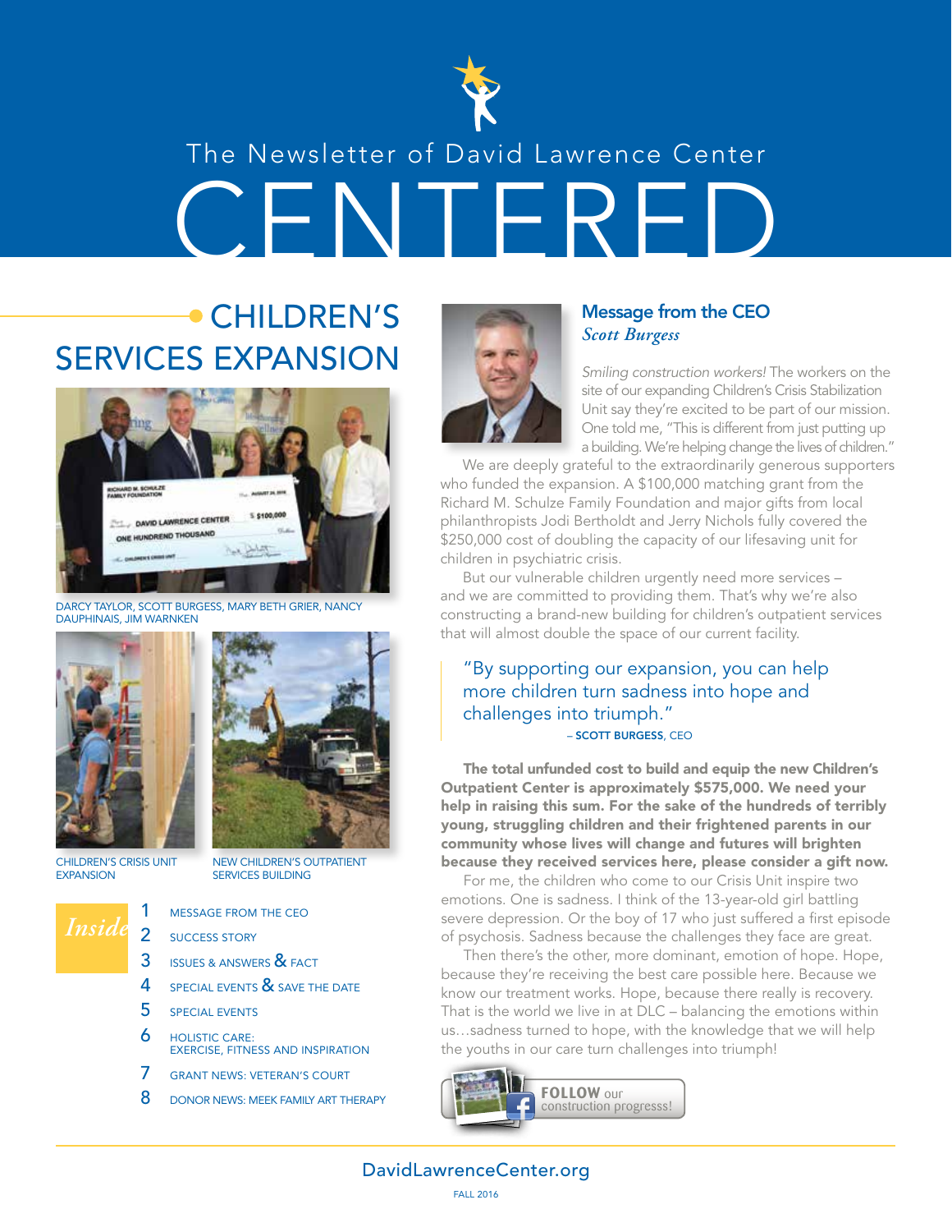The Newsletter of David Lawrence Center

# CENTERED

## CHILDREN'S SERVICES EXPANSION

DARCY TAYLOR, SCOTT BURGESS, MARY BETH GRIER, NANCY DAUPHINAIS, JIM WARNKEN

CHILDREN'S CRISIS UNIT EXPANSION

NEW CHILDREN'S OUTPATIENT SERVICES BUILDING

### *Inside*

1. MESSAGE FROM THE CEO
2. SUCCESS STORY
3. ISSUES & ANSWERS & FACT
4. SPECIAL EVENTS & SAVE THE DATE
5. SPECIAL EVENTS
6. HOLISTIC CARE: EXERCISE, FITNESS AND INSPIRATION
7. GRANT NEWS: VETERAN'S COURT
8. DONOR NEWS: MEEK FAMILY ART THERAPY

## Message from the CEO

*Scott Burgess*

*Smiling construction workers!* The workers on the site of our expanding Children's Crisis Stabilization Unit say they're excited to be part of our mission. One told me, "This is different from just putting up a building. We're helping change the lives of children."

We are deeply grateful to the extraordinarily generous supporters who funded the expansion. A $100,000 matching grant from the Richard M. Schulze Family Foundation and major gifts from local philanthropists Jodi Bertholdt and Jerry Nichols fully covered the $250,000 cost of doubling the capacity of our lifesaving unit for children in psychiatric crisis.

But our vulnerable children urgently need more services – and we are committed to providing them. That's why we're also constructing a brand-new building for children's outpatient services that will almost double the space of our current facility.

> "By supporting our expansion, you can help more children turn sadness into hope and challenges into triumph."
>
> – **SCOTT BURGESS**, CEO

**The total unfunded cost to build and equip the new Children's Outpatient Center is approximately $575,000. We need your help in raising this sum. For the sake of the hundreds of terribly young, struggling children and their frightened parents in our community whose lives will change and futures will brighten because they received services here, please consider a gift now.**

For me, the children who come to our Crisis Unit inspire two emotions. One is sadness. I think of the 13-year-old girl battling severe depression. Or the boy of 17 who just suffered a first episode of psychosis. Sadness because the challenges they face are great.

Then there's the other, more dominant, emotion of hope. Hope, because they're receiving the best care possible here. Because we know our treatment works. Hope, because there really is recovery. That is the world we live in at DLC – balancing the emotions within us…sadness turned to hope, with the knowledge that we will help the youths in our care turn challenges into triumph!

**FOLLOW** our construction progresss!

DavidLawrenceCenter.org

FALL 2016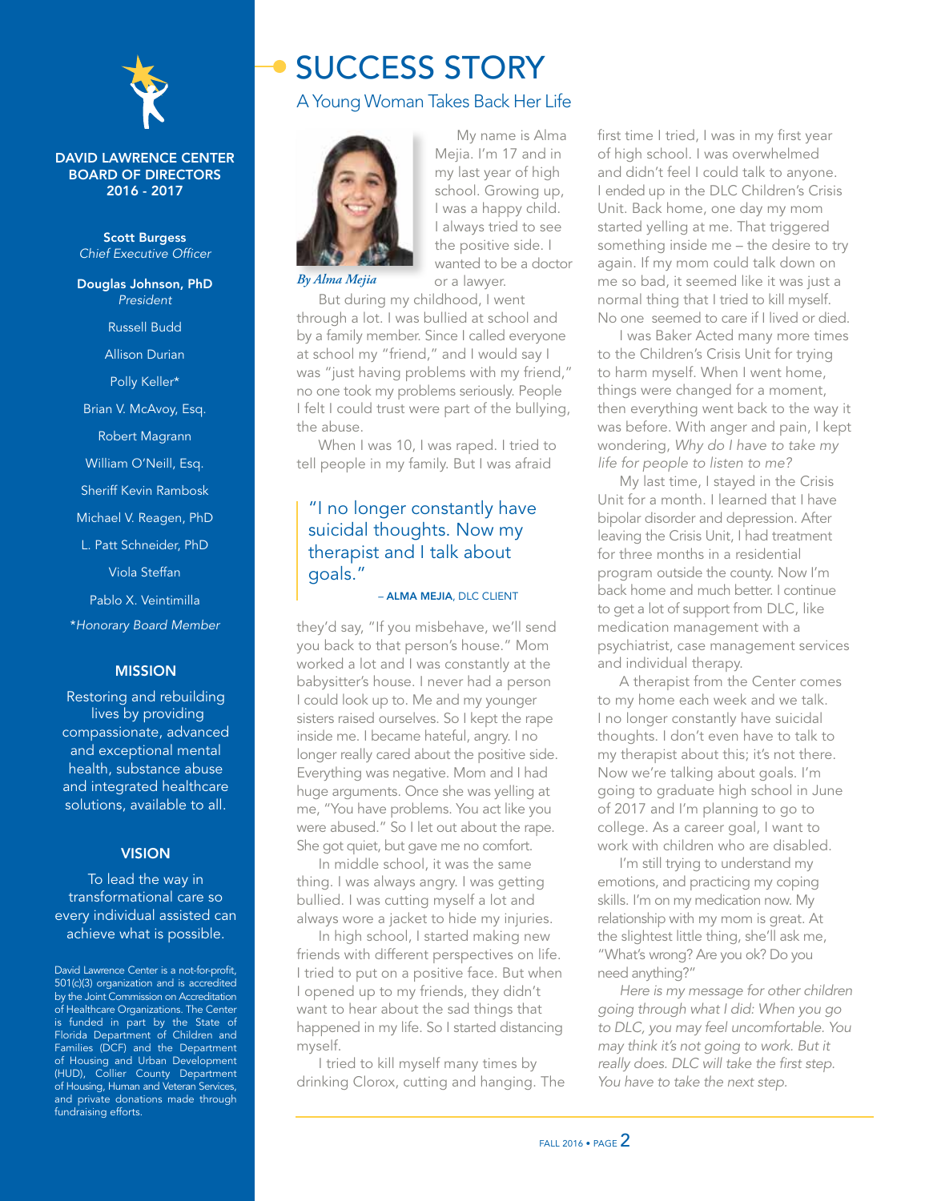**DAVID LAWRENCE CENTER BOARD OF DIRECTORS 2016 - 2017**

**Scott Burgess**
*Chief Executive Officer*

**Douglas Johnson, PhD**
*President*

Russell Budd

Allison Durian

Polly Keller*

Brian V. McAvoy, Esq.

Robert Magrann

William O'Neill, Esq.

Sheriff Kevin Rambosk

Michael V. Reagen, PhD

L. Patt Schneider, PhD

Viola Steffan

Pablo X. Veintimilla

*\*Honorary Board Member*

**MISSION**

Restoring and rebuilding lives by providing compassionate, advanced and exceptional mental health, substance abuse and integrated healthcare solutions, available to all.

**VISION**

To lead the way in transformational care so every individual assisted can achieve what is possible.

David Lawrence Center is a not-for-profit, 501(c)(3) organization and is accredited by the Joint Commission on Accreditation of Healthcare Organizations. The Center is funded in part by the State of Florida Department of Children and Families (DCF) and the Department of Housing and Urban Development (HUD), Collier County Department of Housing, Human and Veteran Services, and private donations made through fundraising efforts.

# SUCCESS STORY

## A Young Woman Takes Back Her Life

*By Alma Mejia*

My name is Alma Mejia. I'm 17 and in my last year of high school. Growing up, I was a happy child. I always tried to see the positive side. I wanted to be a doctor or a lawyer.

But during my childhood, I went through a lot. I was bullied at school and by a family member. Since I called everyone at school my "friend," and I would say I was "just having problems with my friend," no one took my problems seriously. People I felt I could trust were part of the bullying, the abuse.

When I was 10, I was raped. I tried to tell people in my family. But I was afraid they'd say, "If you misbehave, we'll send you back to that person's house." Mom worked a lot and I was constantly at the babysitter's house. I never had a person I could look up to. Me and my younger sisters raised ourselves. So I kept the rape inside me. I became hateful, angry. I no longer really cared about the positive side. Everything was negative. Mom and I had huge arguments. Once she was yelling at me, "You have problems. You act like you were abused." So I let out about the rape. She got quiet, but gave me no comfort.

> "I no longer constantly have suicidal thoughts. Now my therapist and I talk about goals."
>
> – **ALMA MEJIA**, DLC CLIENT

In middle school, it was the same thing. I was always angry. I was getting bullied. I was cutting myself a lot and always wore a jacket to hide my injuries.

In high school, I started making new friends with different perspectives on life. I tried to put on a positive face. But when I opened up to my friends, they didn't want to hear about the sad things that happened in my life. So I started distancing myself.

I tried to kill myself many times by drinking Clorox, cutting and hanging. The first time I tried, I was in my first year of high school. I was overwhelmed and didn't feel I could talk to anyone. I ended up in the DLC Children's Crisis Unit. Back home, one day my mom started yelling at me. That triggered something inside me – the desire to try again. If my mom could talk down on me so bad, it seemed like it was just a normal thing that I tried to kill myself. No one seemed to care if I lived or died.

I was Baker Acted many more times to the Children's Crisis Unit for trying to harm myself. When I went home, things were changed for a moment, then everything went back to the way it was before. With anger and pain, I kept wondering, *Why do I have to take my life for people to listen to me?*

My last time, I stayed in the Crisis Unit for a month. I learned that I have bipolar disorder and depression. After leaving the Crisis Unit, I had treatment for three months in a residential program outside the county. Now I'm back home and much better. I continue to get a lot of support from DLC, like medication management with a psychiatrist, case management services and individual therapy.

A therapist from the Center comes to my home each week and we talk. I no longer constantly have suicidal thoughts. I don't even have to talk to my therapist about this; it's not there. Now we're talking about goals. I'm going to graduate high school in June of 2017 and I'm planning to go to college. As a career goal, I want to work with children who are disabled.

I'm still trying to understand my emotions, and practicing my coping skills. I'm on my medication now. My relationship with my mom is great. At the slightest little thing, she'll ask me, "What's wrong? Are you ok? Do you need anything?"

*Here is my message for other children going through what I did: When you go to DLC, you may feel uncomfortable. You may think it's not going to work. But it really does. DLC will take the first step. You have to take the next step.*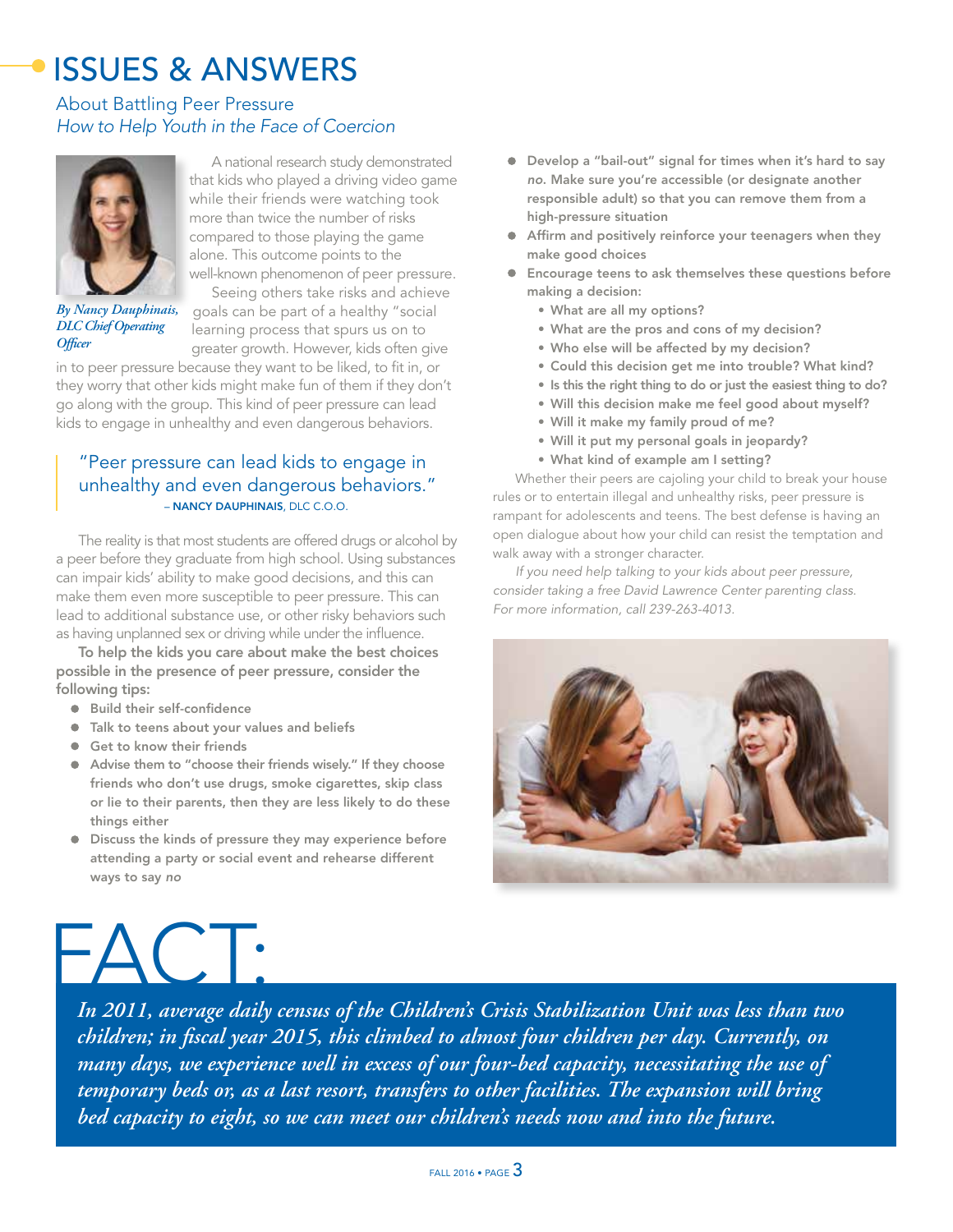# ISSUES & ANSWERS

## About Battling Peer Pressure

*How to Help Youth in the Face of Coercion*

*By Nancy Dauphinais, DLC Chief Operating Officer*

A national research study demonstrated that kids who played a driving video game while their friends were watching took more than twice the number of risks compared to those playing the game alone. This outcome points to the well-known phenomenon of peer pressure.

Seeing others take risks and achieve goals can be part of a healthy "social learning process that spurs us on to greater growth. However, kids often give in to peer pressure because they want to be liked, to fit in, or they worry that other kids might make fun of them if they don't go along with the group. This kind of peer pressure can lead kids to engage in unhealthy and even dangerous behaviors.

> "Peer pressure can lead kids to engage in unhealthy and even dangerous behaviors."
> – **NANCY DAUPHINAIS**, DLC C.O.O.

The reality is that most students are offered drugs or alcohol by a peer before they graduate from high school. Using substances can impair kids' ability to make good decisions, and this can make them even more susceptible to peer pressure. This can lead to additional substance use, or other risky behaviors such as having unplanned sex or driving while under the influence.

**To help the kids you care about make the best choices possible in the presence of peer pressure, consider the following tips:**

- Build their self-confidence
- Talk to teens about your values and beliefs
- Get to know their friends
- Advise them to "choose their friends wisely." If they choose friends who don't use drugs, smoke cigarettes, skip class or lie to their parents, then they are less likely to do these things either
- Discuss the kinds of pressure they may experience before attending a party or social event and rehearse different ways to say *no*
- Develop a "bail-out" signal for times when it's hard to say *no*. Make sure you're accessible (or designate another responsible adult) so that you can remove them from a high-pressure situation
- Affirm and positively reinforce your teenagers when they make good choices
- Encourage teens to ask themselves these questions before making a decision:
  - What are all my options?
  - What are the pros and cons of my decision?
  - Who else will be affected by my decision?
  - Could this decision get me into trouble? What kind?
  - Is this the right thing to do or just the easiest thing to do?
  - Will this decision make me feel good about myself?
  - Will it make my family proud of me?
  - Will it put my personal goals in jeopardy?
  - What kind of example am I setting?

Whether their peers are cajoling your child to break your house rules or to entertain illegal and unhealthy risks, peer pressure is rampant for adolescents and teens. The best defense is having an open dialogue about how your child can resist the temptation and walk away with a stronger character.

*If you need help talking to your kids about peer pressure, consider taking a free David Lawrence Center parenting class. For more information, call 239-263-4013.*

# FACT:

*In 2011, average daily census of the Children's Crisis Stabilization Unit was less than two children; in fiscal year 2015, this climbed to almost four children per day. Currently, on many days, we experience well in excess of our four-bed capacity, necessitating the use of temporary beds or, as a last resort, transfers to other facilities. The expansion will bring bed capacity to eight, so we can meet our children's needs now and into the future.*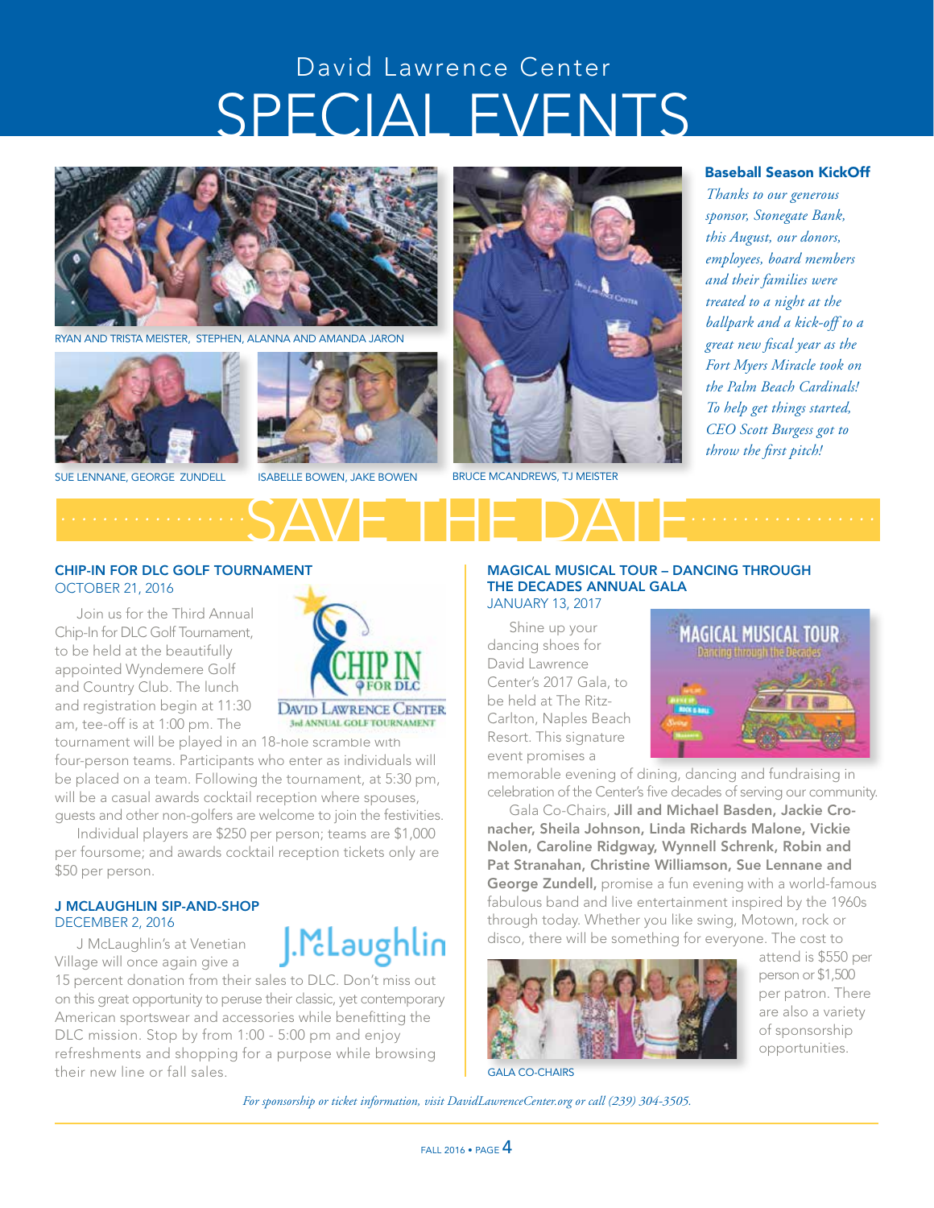David Lawrence Center

# SPECIAL EVENTS

RYAN AND TRISTA MEISTER, STEPHEN, ALANNA AND AMANDA JARON

SUE LENNANE, GEORGE ZUNDELL

ISABELLE BOWEN, JAKE BOWEN

BRUCE MCANDREWS, TJ MEISTER

### Baseball Season KickOff

*Thanks to our generous sponsor, Stonegate Bank, this August, our donors, employees, board members and their families were treated to a night at the ballpark and a kick-off to a great new fiscal year as the Fort Myers Miracle took on the Palm Beach Cardinals! To help get things started, CEO Scott Burgess got to throw the first pitch!*

## SAVE THE DATE

### CHIP-IN FOR DLC GOLF TOURNAMENT
OCTOBER 21, 2016

Join us for the Third Annual Chip-In for DLC Golf Tournament, to be held at the beautifully appointed Wyndemere Golf and Country Club. The lunch and registration begin at 11:30 am, tee-off is at 1:00 pm. The tournament will be played in an 18-hole scramble with four-person teams. Participants who enter as individuals will be placed on a team. Following the tournament, at 5:30 pm, will be a casual awards cocktail reception where spouses, guests and other non-golfers are welcome to join the festivities.

Individual players are $250 per person; teams are $1,000 per foursome; and awards cocktail reception tickets only are $50 per person.

### J MCLAUGHLIN SIP-AND-SHOP
DECEMBER 2, 2016

J McLaughlin's at Venetian Village will once again give a 15 percent donation from their sales to DLC. Don't miss out on this great opportunity to peruse their classic, yet contemporary American sportswear and accessories while benefitting the DLC mission. Stop by from 1:00 - 5:00 pm and enjoy refreshments and shopping for a purpose while browsing their new line or fall sales.

### MAGICAL MUSICAL TOUR – DANCING THROUGH THE DECADES ANNUAL GALA
JANUARY 13, 2017

Shine up your dancing shoes for David Lawrence Center's 2017 Gala, to be held at The Ritz-Carlton, Naples Beach Resort. This signature event promises a memorable evening of dining, dancing and fundraising in celebration of the Center's five decades of serving our community.

Gala Co-Chairs, **Jill and Michael Basden, Jackie Cronacher, Sheila Johnson, Linda Richards Malone, Vickie Nolen, Caroline Ridgway, Wynnell Schrenk, Robin and Pat Stranahan, Christine Williamson, Sue Lennane and George Zundell,** promise a fun evening with a world-famous fabulous band and live entertainment inspired by the 1960s through today. Whether you like swing, Motown, rock or disco, there will be something for everyone. The cost to attend is $550 per person or $1,500 per patron. There are also a variety of sponsorship opportunities.

GALA CO-CHAIRS

*For sponsorship or ticket information, visit DavidLawrenceCenter.org or call (239) 304-3505.*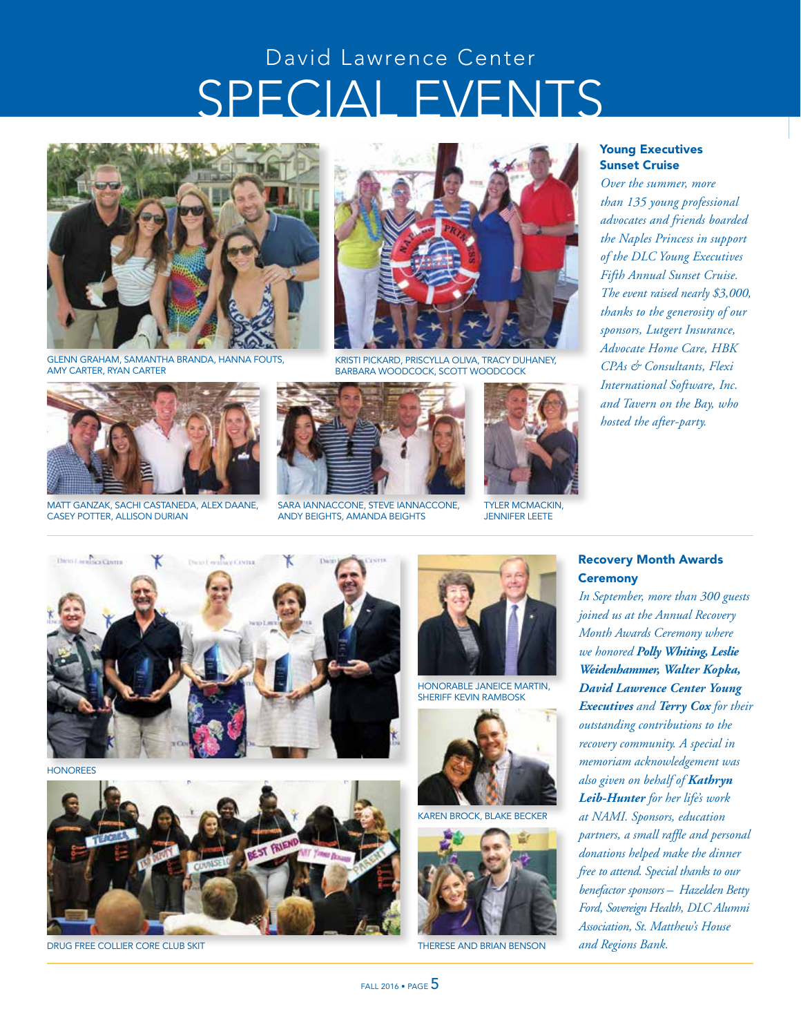# David Lawrence Center
# SPECIAL EVENTS

GLENN GRAHAM, SAMANTHA BRANDA, HANNA FOUTS, AMY CARTER, RYAN CARTER

KRISTI PICKARD, PRISCYLLA OLIVA, TRACY DUHANEY, BARBARA WOODCOCK, SCOTT WOODCOCK

MATT GANZAK, SACHI CASTANEDA, ALEX DAANE, CASEY POTTER, ALLISON DURIAN

SARA IANNACCONE, STEVE IANNACCONE, ANDY BEIGHTS, AMANDA BEIGHTS

TYLER MCMACKIN, JENNIFER LEETE

## Young Executives Sunset Cruise

*Over the summer, more than 135 young professional advocates and friends boarded the Naples Princess in support of the DLC Young Executives Fifth Annual Sunset Cruise. The event raised nearly $3,000, thanks to the generosity of our sponsors, Lutgert Insurance, Advocate Home Care, HBK CPAs & Consultants, Flexi International Software, Inc. and Tavern on the Bay, who hosted the after-party.*

HONOREES

DRUG FREE COLLIER CORE CLUB SKIT

HONORABLE JANEICE MARTIN, SHERIFF KEVIN RAMBOSK

KAREN BROCK, BLAKE BECKER

THERESE AND BRIAN BENSON

## Recovery Month Awards Ceremony

*In September, more than 300 guests joined us at the Annual Recovery Month Awards Ceremony where we honored* ***Polly Whiting, Leslie Weidenhammer, Walter Kopka, David Lawrence Center Young Executives*** *and* ***Terry Cox*** *for their outstanding contributions to the recovery community. A special in memoriam acknowledgement was also given on behalf of* ***Kathryn Leib-Hunter*** *for her life's work at NAMI. Sponsors, education partners, a small raffle and personal donations helped make the dinner free to attend. Special thanks to our benefactor sponsors – Hazelden Betty Ford, Sovereign Health, DLC Alumni Association, St. Matthew's House and Regions Bank.*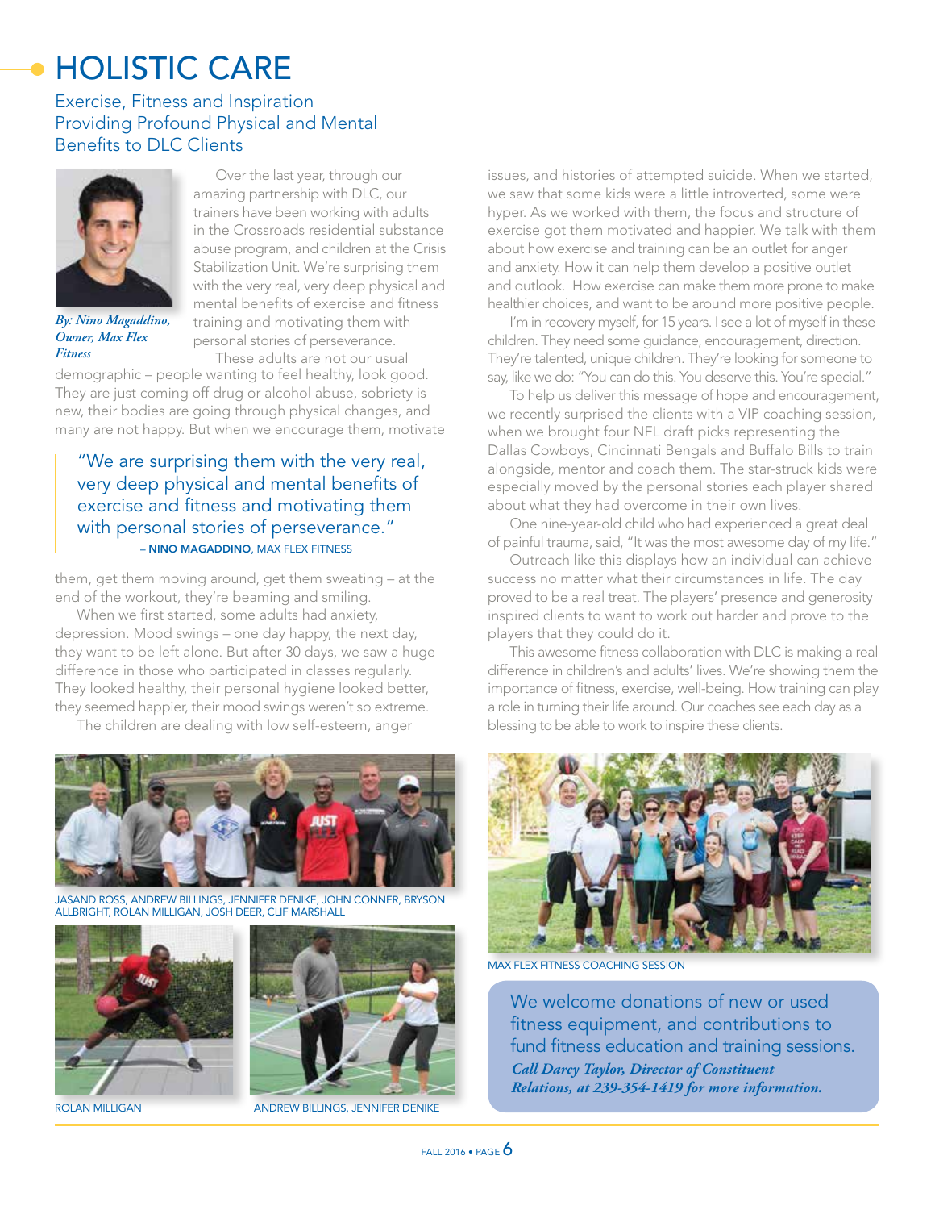# HOLISTIC CARE

## Exercise, Fitness and Inspiration Providing Profound Physical and Mental Benefits to DLC Clients

*By: Nino Magaddino, Owner, Max Flex Fitness*

Over the last year, through our amazing partnership with DLC, our trainers have been working with adults in the Crossroads residential substance abuse program, and children at the Crisis Stabilization Unit. We're surprising them with the very real, very deep physical and mental benefits of exercise and fitness training and motivating them with personal stories of perseverance.

These adults are not our usual demographic – people wanting to feel healthy, look good. They are just coming off drug or alcohol abuse, sobriety is new, their bodies are going through physical changes, and many are not happy. But when we encourage them, motivate them, get them moving around, get them sweating – at the end of the workout, they're beaming and smiling.

> "We are surprising them with the very real, very deep physical and mental benefits of exercise and fitness and motivating them with personal stories of perseverance."
> – **NINO MAGADDINO**, MAX FLEX FITNESS

When we first started, some adults had anxiety, depression. Mood swings – one day happy, the next day, they want to be left alone. But after 30 days, we saw a huge difference in those who participated in classes regularly. They looked healthy, their personal hygiene looked better, they seemed happier, their mood swings weren't so extreme.

The children are dealing with low self-esteem, anger issues, and histories of attempted suicide. When we started, we saw that some kids were a little introverted, some were hyper. As we worked with them, the focus and structure of exercise got them motivated and happier. We talk with them about how exercise and training can be an outlet for anger and anxiety. How it can help them develop a positive outlet and outlook. How exercise can make them more prone to make healthier choices, and want to be around more positive people.

I'm in recovery myself, for 15 years. I see a lot of myself in these children. They need some guidance, encouragement, direction. They're talented, unique children. They're looking for someone to say, like we do: "You can do this. You deserve this. You're special."

To help us deliver this message of hope and encouragement, we recently surprised the clients with a VIP coaching session, when we brought four NFL draft picks representing the Dallas Cowboys, Cincinnati Bengals and Buffalo Bills to train alongside, mentor and coach them. The star-struck kids were especially moved by the personal stories each player shared about what they had overcome in their own lives.

One nine-year-old child who had experienced a great deal of painful trauma, said, "It was the most awesome day of my life."

Outreach like this displays how an individual can achieve success no matter what their circumstances in life. The day proved to be a real treat. The players' presence and generosity inspired clients to want to work out harder and prove to the players that they could do it.

This awesome fitness collaboration with DLC is making a real difference in children's and adults' lives. We're showing them the importance of fitness, exercise, well-being. How training can play a role in turning their life around. Our coaches see each day as a blessing to be able to work to inspire these clients.

JASAND ROSS, ANDREW BILLINGS, JENNIFER DENIKE, JOHN CONNER, BRYSON ALLBRIGHT, ROLAN MILLIGAN, JOSH DEER, CLIF MARSHALL

ROLAN MILLIGAN

ANDREW BILLINGS, JENNIFER DENIKE

MAX FLEX FITNESS COACHING SESSION

We welcome donations of new or used fitness equipment, and contributions to fund fitness education and training sessions.

***Call Darcy Taylor, Director of Constituent Relations, at 239-354-1419 for more information.***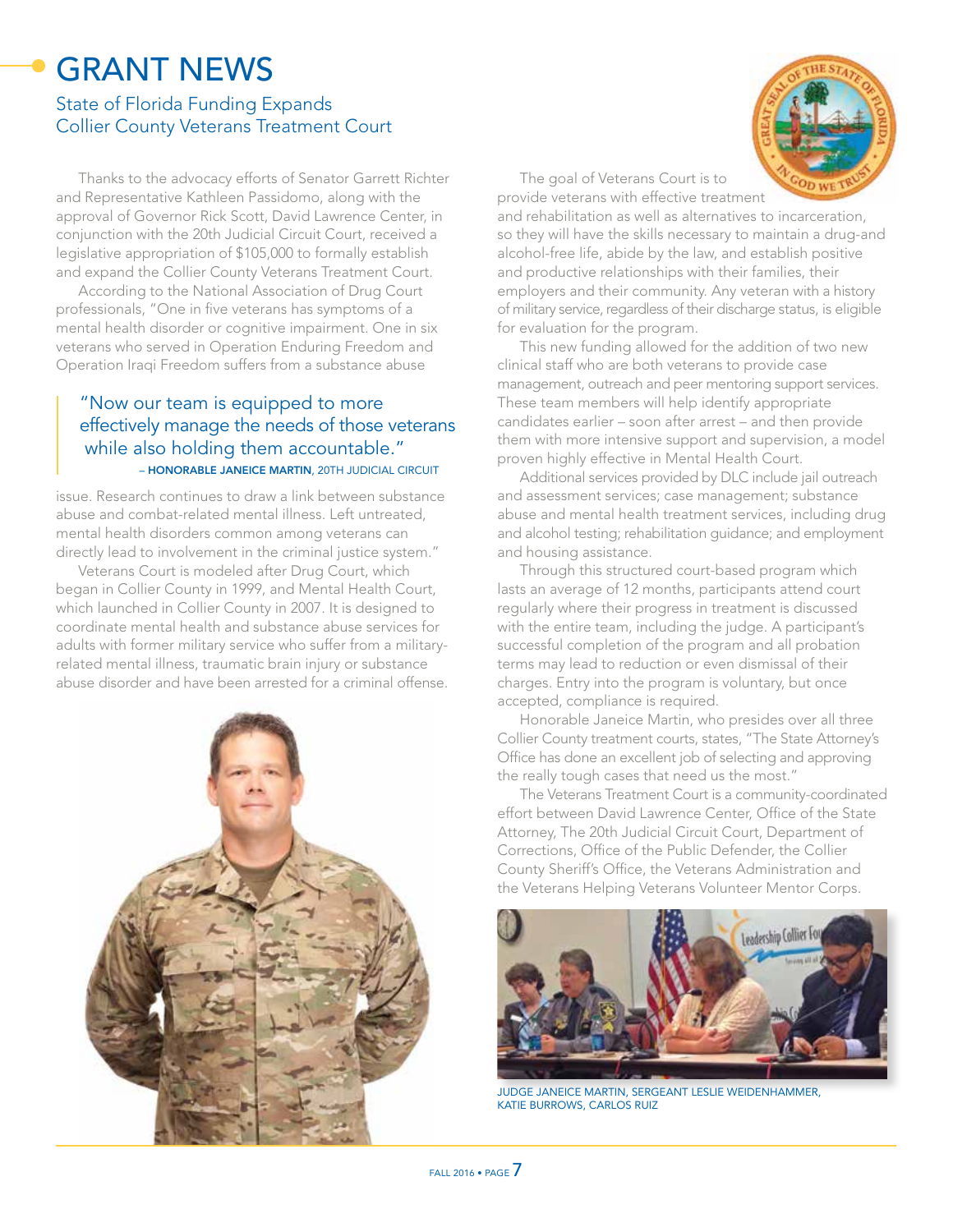# GRANT NEWS

## State of Florida Funding Expands Collier County Veterans Treatment Court

Thanks to the advocacy efforts of Senator Garrett Richter and Representative Kathleen Passidomo, along with the approval of Governor Rick Scott, David Lawrence Center, in conjunction with the 20th Judicial Circuit Court, received a legislative appropriation of $105,000 to formally establish and expand the Collier County Veterans Treatment Court.

According to the National Association of Drug Court professionals, "One in five veterans has symptoms of a mental health disorder or cognitive impairment. One in six veterans who served in Operation Enduring Freedom and Operation Iraqi Freedom suffers from a substance abuse issue. Research continues to draw a link between substance abuse and combat-related mental illness. Left untreated, mental health disorders common among veterans can directly lead to involvement in the criminal justice system."

> "Now our team is equipped to more effectively manage the needs of those veterans while also holding them accountable."
> – **HONORABLE JANEICE MARTIN**, 20TH JUDICIAL CIRCUIT

Veterans Court is modeled after Drug Court, which began in Collier County in 1999, and Mental Health Court, which launched in Collier County in 2007. It is designed to coordinate mental health and substance abuse services for adults with former military service who suffer from a military-related mental illness, traumatic brain injury or substance abuse disorder and have been arrested for a criminal offense.

The goal of Veterans Court is to provide veterans with effective treatment and rehabilitation as well as alternatives to incarceration, so they will have the skills necessary to maintain a drug-and alcohol-free life, abide by the law, and establish positive and productive relationships with their families, their employers and their community. Any veteran with a history of military service, regardless of their discharge status, is eligible for evaluation for the program.

This new funding allowed for the addition of two new clinical staff who are both veterans to provide case management, outreach and peer mentoring support services. These team members will help identify appropriate candidates earlier – soon after arrest – and then provide them with more intensive support and supervision, a model proven highly effective in Mental Health Court.

Additional services provided by DLC include jail outreach and assessment services; case management; substance abuse and mental health treatment services, including drug and alcohol testing; rehabilitation guidance; and employment and housing assistance.

Through this structured court-based program which lasts an average of 12 months, participants attend court regularly where their progress in treatment is discussed with the entire team, including the judge. A participant's successful completion of the program and all probation terms may lead to reduction or even dismissal of their charges. Entry into the program is voluntary, but once accepted, compliance is required.

Honorable Janeice Martin, who presides over all three Collier County treatment courts, states, "The State Attorney's Office has done an excellent job of selecting and approving the really tough cases that need us the most."

The Veterans Treatment Court is a community-coordinated effort between David Lawrence Center, Office of the State Attorney, The 20th Judicial Circuit Court, Department of Corrections, Office of the Public Defender, the Collier County Sheriff's Office, the Veterans Administration and the Veterans Helping Veterans Volunteer Mentor Corps.

JUDGE JANEICE MARTIN, SERGEANT LESLIE WEIDENHAMMER, KATIE BURROWS, CARLOS RUIZ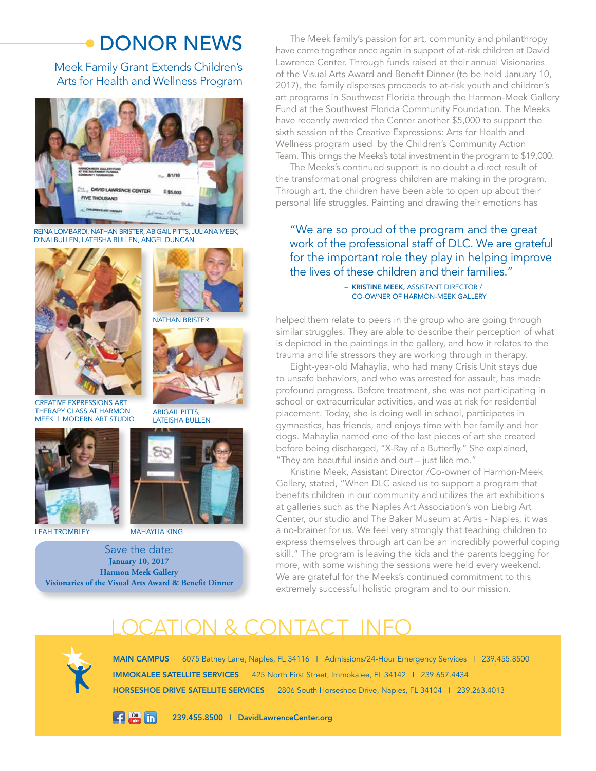# DONOR NEWS

## Meek Family Grant Extends Children's Arts for Health and Wellness Program

REINA LOMBARDI, NATHAN BRISTER, ABIGAIL PITTS, JULIANA MEEK, D'NAI BULLEN, LATEISHA BULLEN, ANGEL DUNCAN

CREATIVE EXPRESSIONS ART THERAPY CLASS AT HARMON MEEK | MODERN ART STUDIO

NATHAN BRISTER

ABIGAIL PITTS, LATEISHA BULLEN

LEAH TROMBLEY

MAHAYLIA KING

Save the date:
**January 10, 2017**
**Harmon Meek Gallery**
**Visionaries of the Visual Arts Award & Benefit Dinner**

The Meek family's passion for art, community and philanthropy have come together once again in support of at-risk children at David Lawrence Center. Through funds raised at their annual Visionaries of the Visual Arts Award and Benefit Dinner (to be held January 10, 2017), the family disperses proceeds to at-risk youth and children's art programs in Southwest Florida through the Harmon-Meek Gallery Fund at the Southwest Florida Community Foundation. The Meeks have recently awarded the Center another $5,000 to support the sixth session of the Creative Expressions: Arts for Health and Wellness program used by the Children's Community Action Team. This brings the Meeks's total investment in the program to $19,000.

The Meeks's continued support is no doubt a direct result of the transformational progress children are making in the program. Through art, the children have been able to open up about their personal life struggles. Painting and drawing their emotions has helped them relate to peers in the group who are going through similar struggles. They are able to describe their perception of what is depicted in the paintings in the gallery, and how it relates to the trauma and life stressors they are working through in therapy.

> "We are so proud of the program and the great work of the professional staff of DLC. We are grateful for the important role they play in helping improve the lives of these children and their families."
>
> – **KRISTINE MEEK,** ASSISTANT DIRECTOR / CO-OWNER OF HARMON-MEEK GALLERY

Eight-year-old Mahaylia, who had many Crisis Unit stays due to unsafe behaviors, and who was arrested for assault, has made profound progress. Before treatment, she was not participating in school or extracurricular activities, and was at risk for residential placement. Today, she is doing well in school, participates in gymnastics, has friends, and enjoys time with her family and her dogs. Mahaylia named one of the last pieces of art she created before being discharged, "X-Ray of a Butterfly." She explained, "They are beautiful inside and out – just like me."

Kristine Meek, Assistant Director /Co-owner of Harmon-Meek Gallery, stated, "When DLC asked us to support a program that benefits children in our community and utilizes the art exhibitions at galleries such as the Naples Art Association's von Liebig Art Center, our studio and The Baker Museum at Artis - Naples, it was a no-brainer for us. We feel very strongly that teaching children to express themselves through art can be an incredibly powerful coping skill." The program is leaving the kids and the parents begging for more, with some wishing the sessions were held every weekend. We are grateful for the Meeks's continued commitment to this extremely successful holistic program and to our mission.

# LOCATION & CONTACT INFO

**MAIN CAMPUS** 6075 Bathey Lane, Naples, FL 34116 | Admissions/24-Hour Emergency Services | 239.455.8500

**IMMOKALEE SATELLITE SERVICES** 425 North First Street, Immokalee, FL 34142 | 239.657.4434

**HORSESHOE DRIVE SATELLITE SERVICES** 2806 South Horseshoe Drive, Naples, FL 34104 | 239.263.4013

**239.455.8500** | **DavidLawrenceCenter.org**